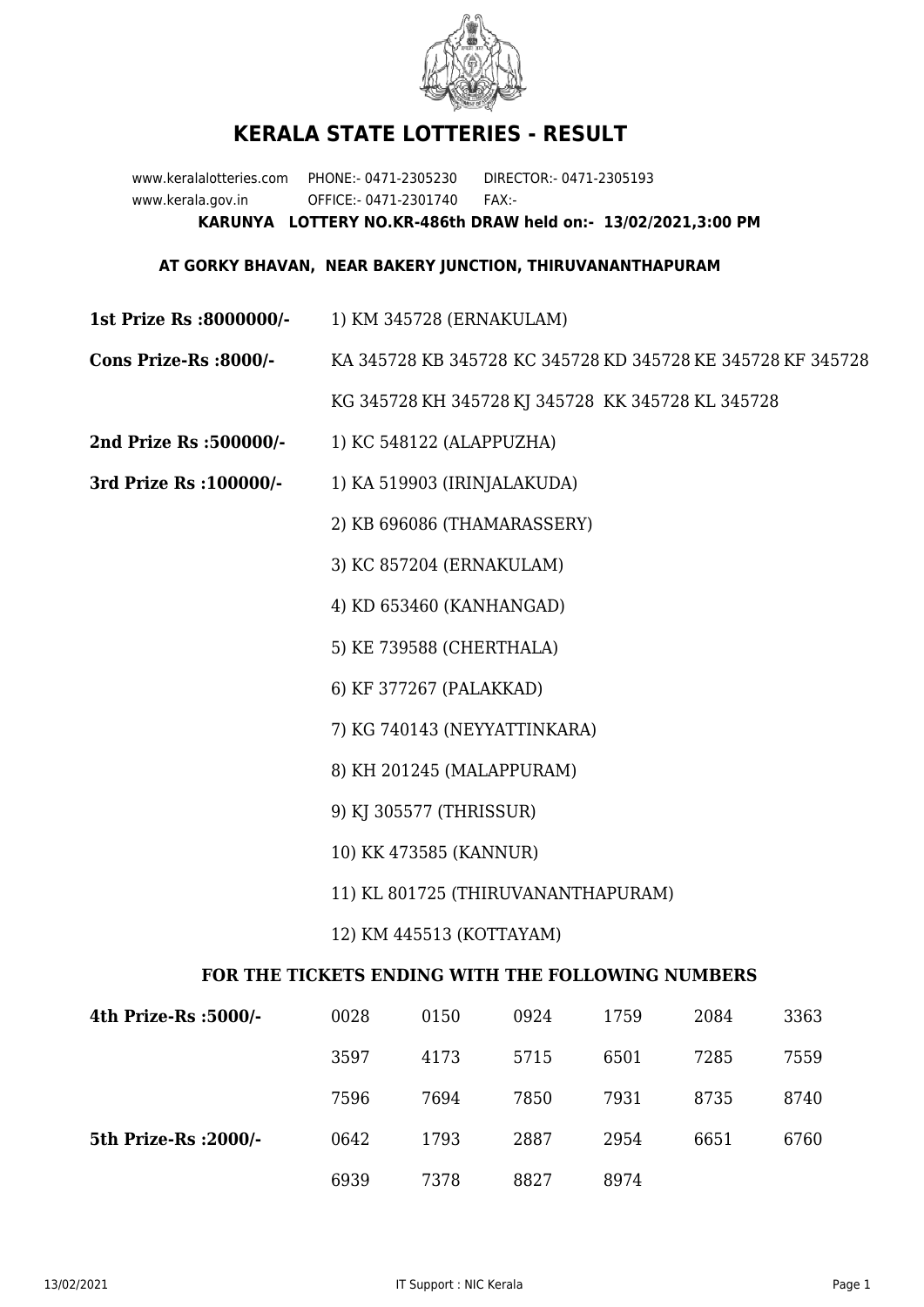# KERALA STATE LOTTERIES - RESULT

www.keralalotteries.com PHONE:- 0471-2305230 DIRECTOR:- 0471-2305193
www.kerala.gov.in OFFICE:- 0471-2301740 FAX:-

**KARUNYA LOTTERY NO.KR-486th DRAW held on:- 13/02/2021,3:00 PM**

**AT GORKY BHAVAN, NEAR BAKERY JUNCTION, THIRUVANANTHAPURAM**

**1st Prize Rs :8000000/-** 1) KM 345728 (ERNAKULAM)

**Cons Prize-Rs :8000/-** KA 345728 KB 345728 KC 345728 KD 345728 KE 345728 KF 345728 KG 345728 KH 345728 KJ 345728 KK 345728 KL 345728

**2nd Prize Rs :500000/-** 1) KC 548122 (ALAPPUZHA)

**3rd Prize Rs :100000/-**

1) KA 519903 (IRINJALAKUDA)
2) KB 696086 (THAMARASSERY)
3) KC 857204 (ERNAKULAM)
4) KD 653460 (KANHANGAD)
5) KE 739588 (CHERTHALA)
6) KF 377267 (PALAKKAD)
7) KG 740143 (NEYYATTINKARA)
8) KH 201245 (MALAPPURAM)
9) KJ 305577 (THRISSUR)
10) KK 473585 (KANNUR)
11) KL 801725 (THIRUVANANTHAPURAM)
12) KM 445513 (KOTTAYAM)

### FOR THE TICKETS ENDING WITH THE FOLLOWING NUMBERS

**4th Prize-Rs :5000/-**

| 0028 | 0150 | 0924 | 1759 | 2084 | 3363 |
|---|---|---|---|---|---|
| 3597 | 4173 | 5715 | 6501 | 7285 | 7559 |
| 7596 | 7694 | 7850 | 7931 | 8735 | 8740 |

**5th Prize-Rs :2000/-**

| 0642 | 1793 | 2887 | 2954 | 6651 | 6760 |
|---|---|---|---|---|---|
| 6939 | 7378 | 8827 | 8974 | | |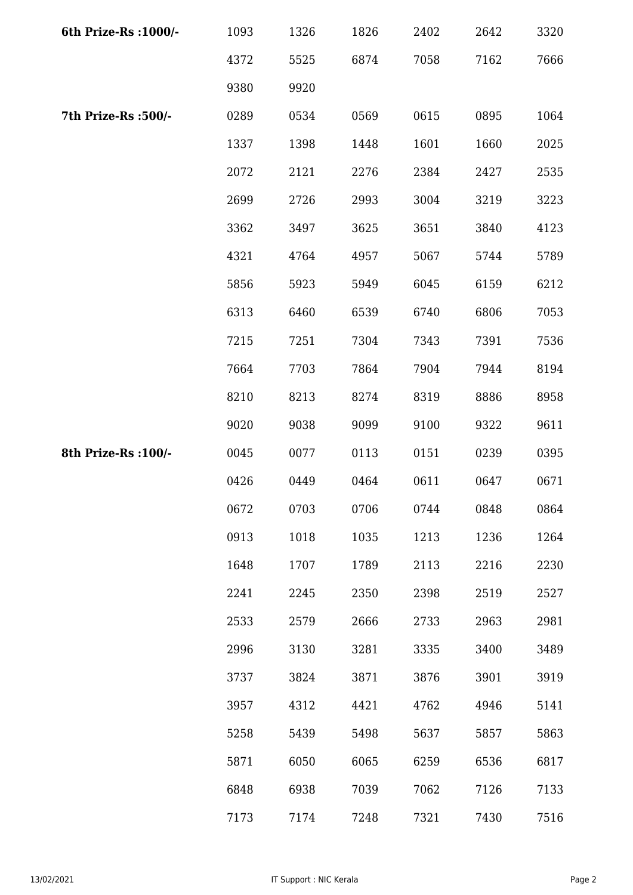| | | | | | | |
|---|---|---|---|---|---|---|
| **6th Prize-Rs :1000/-** | 1093 | 1326 | 1826 | 2402 | 2642 | 3320 |
| | 4372 | 5525 | 6874 | 7058 | 7162 | 7666 |
| | 9380 | 9920 | | | | |
| **7th Prize-Rs :500/-** | 0289 | 0534 | 0569 | 0615 | 0895 | 1064 |
| | 1337 | 1398 | 1448 | 1601 | 1660 | 2025 |
| | 2072 | 2121 | 2276 | 2384 | 2427 | 2535 |
| | 2699 | 2726 | 2993 | 3004 | 3219 | 3223 |
| | 3362 | 3497 | 3625 | 3651 | 3840 | 4123 |
| | 4321 | 4764 | 4957 | 5067 | 5744 | 5789 |
| | 5856 | 5923 | 5949 | 6045 | 6159 | 6212 |
| | 6313 | 6460 | 6539 | 6740 | 6806 | 7053 |
| | 7215 | 7251 | 7304 | 7343 | 7391 | 7536 |
| | 7664 | 7703 | 7864 | 7904 | 7944 | 8194 |
| | 8210 | 8213 | 8274 | 8319 | 8886 | 8958 |
| | 9020 | 9038 | 9099 | 9100 | 9322 | 9611 |
| **8th Prize-Rs :100/-** | 0045 | 0077 | 0113 | 0151 | 0239 | 0395 |
| | 0426 | 0449 | 0464 | 0611 | 0647 | 0671 |
| | 0672 | 0703 | 0706 | 0744 | 0848 | 0864 |
| | 0913 | 1018 | 1035 | 1213 | 1236 | 1264 |
| | 1648 | 1707 | 1789 | 2113 | 2216 | 2230 |
| | 2241 | 2245 | 2350 | 2398 | 2519 | 2527 |
| | 2533 | 2579 | 2666 | 2733 | 2963 | 2981 |
| | 2996 | 3130 | 3281 | 3335 | 3400 | 3489 |
| | 3737 | 3824 | 3871 | 3876 | 3901 | 3919 |
| | 3957 | 4312 | 4421 | 4762 | 4946 | 5141 |
| | 5258 | 5439 | 5498 | 5637 | 5857 | 5863 |
| | 5871 | 6050 | 6065 | 6259 | 6536 | 6817 |
| | 6848 | 6938 | 7039 | 7062 | 7126 | 7133 |
| | 7173 | 7174 | 7248 | 7321 | 7430 | 7516 |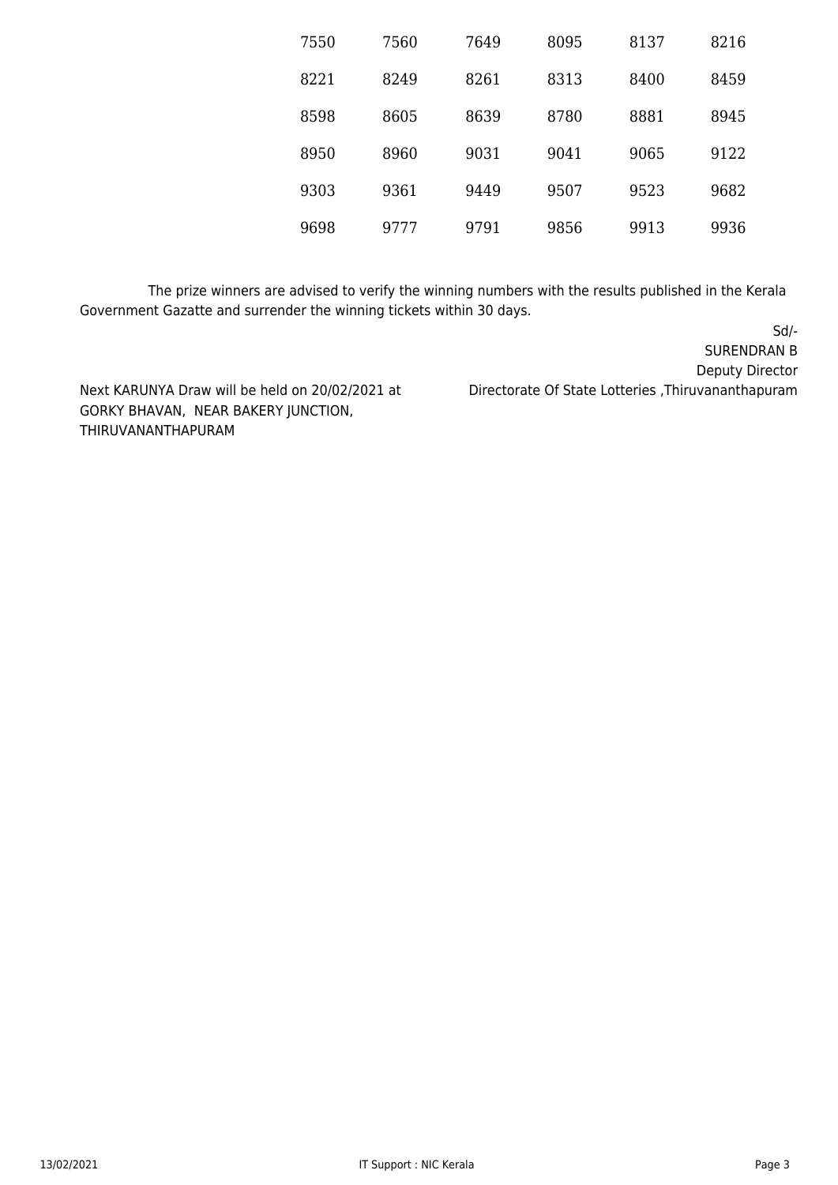| | | | | | |
|---|---|---|---|---|---|
| 7550 | 7560 | 7649 | 8095 | 8137 | 8216 |
| 8221 | 8249 | 8261 | 8313 | 8400 | 8459 |
| 8598 | 8605 | 8639 | 8780 | 8881 | 8945 |
| 8950 | 8960 | 9031 | 9041 | 9065 | 9122 |
| 9303 | 9361 | 9449 | 9507 | 9523 | 9682 |
| 9698 | 9777 | 9791 | 9856 | 9913 | 9936 |

The prize winners are advised to verify the winning numbers with the results published in the Kerala Government Gazatte and surrender the winning tickets within 30 days.

Sd/-
SURENDRAN B
Deputy Director
Directorate Of State Lotteries ,Thiruvananthapuram

Next KARUNYA Draw will be held on 20/02/2021 at GORKY BHAVAN, NEAR BAKERY JUNCTION, THIRUVANANTHAPURAM